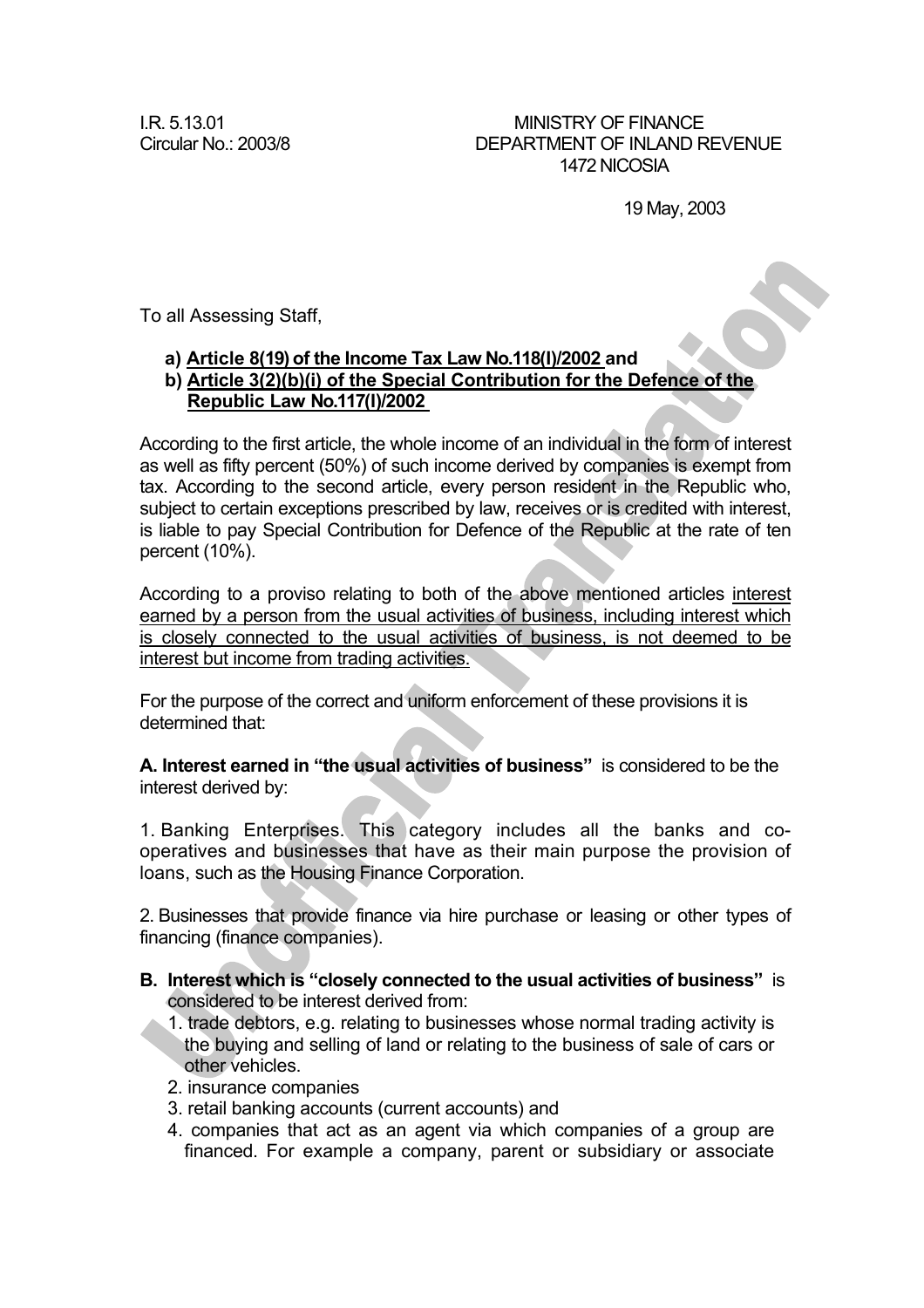I.R. 5.13.01
Circular No.: 2003/8

MINISTRY OF FINANCE
DEPARTMENT OF INLAND REVENUE
1472 NICOSIA

19 May, 2003

To all Assessing Staff,

**a) Article 8(19) of the Income Tax Law No.118(I)/2002 and**
**b) Article 3(2)(b)(i) of the Special Contribution for the Defence of the Republic Law No.117(I)/2002**

According to the first article, the whole income of an individual in the form of interest as well as fifty percent (50%) of such income derived by companies is exempt from tax. According to the second article, every person resident in the Republic who, subject to certain exceptions prescribed by law, receives or is credited with interest, is liable to pay Special Contribution for Defence of the Republic at the rate of ten percent (10%).

According to a proviso relating to both of the above mentioned articles interest earned by a person from the usual activities of business, including interest which is closely connected to the usual activities of business, is not deemed to be interest but income from trading activities.

For the purpose of the correct and uniform enforcement of these provisions it is determined that:

**A. Interest earned in "the usual activities of business"** is considered to be the interest derived by:

1. Banking Enterprises. This category includes all the banks and co-operatives and businesses that have as their main purpose the provision of loans, such as the Housing Finance Corporation.

2. Businesses that provide finance via hire purchase or leasing or other types of financing (finance companies).

**B. Interest which is "closely connected to the usual activities of business"** is considered to be interest derived from:

1. trade debtors, e.g. relating to businesses whose normal trading activity is the buying and selling of land or relating to the business of sale of cars or other vehicles.
2. insurance companies
3. retail banking accounts (current accounts) and
4. companies that act as an agent via which companies of a group are financed. For example a company, parent or subsidiary or associate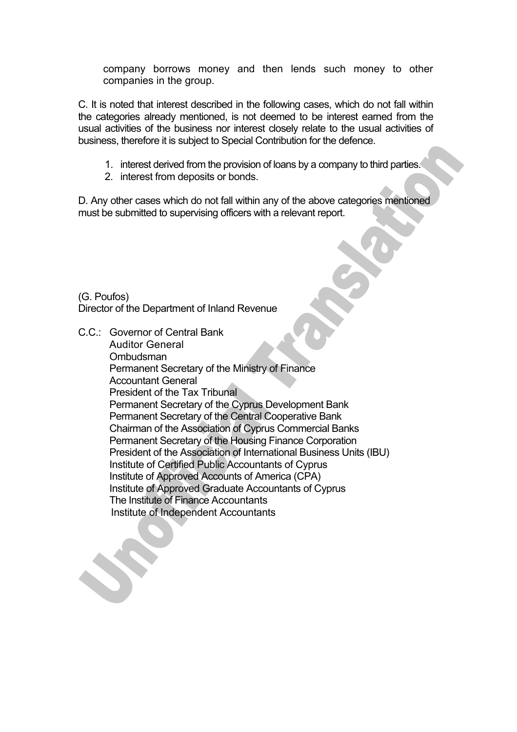company borrows money and then lends such money to other companies in the group.

C. It is noted that interest described in the following cases, which do not fall within the categories already mentioned, is not deemed to be interest earned from the usual activities of the business nor interest closely relate to the usual activities of business, therefore it is subject to Special Contribution for the defence.

1. interest derived from the provision of loans by a company to third parties.
2. interest from deposits or bonds.

D. Any other cases which do not fall within any of the above categories mentioned must be submitted to supervising officers with a relevant report.

(G. Poufos)
Director of the Department of Inland Revenue

C.C.: Governor of Central Bank
Auditor General
Ombudsman
Permanent Secretary of the Ministry of Finance
Accountant General
President of the Tax Tribunal
Permanent Secretary of the Cyprus Development Bank
Permanent Secretary of the Central Cooperative Bank
Chairman of the Association of Cyprus Commercial Banks
Permanent Secretary of the Housing Finance Corporation
President of the Association of International Business Units (IBU)
Institute of Certified Public Accountants of Cyprus
Institute of Approved Accounts of America (CPA)
Institute of Approved Graduate Accountants of Cyprus
The Institute of Finance Accountants
Institute of Independent Accountants